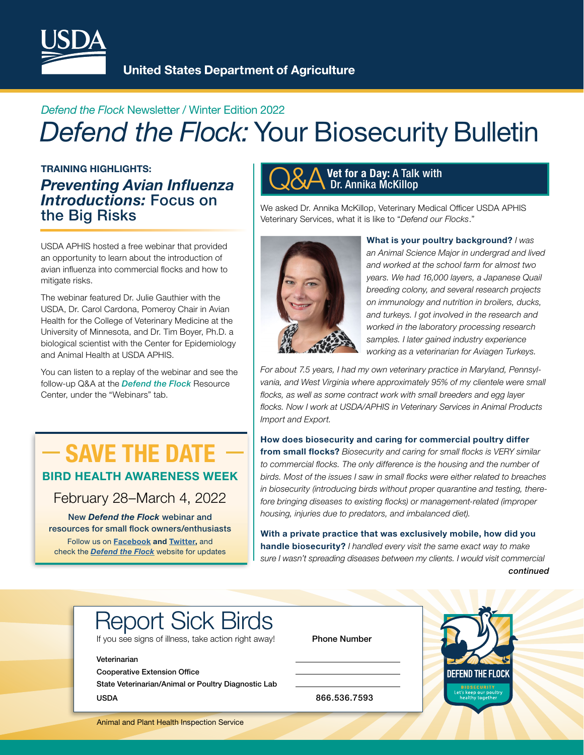# United States Department of Agriculture

*Defend the Flock* Newsletter / Winter Edition 2022

# *Defend the Flock:* Your Biosecurity Bulletin

## TRAINING HIGHLIGHTS:

## *Preventing Avian Influenza Introductions:* Focus on the Big Risks

USDA APHIS hosted a free webinar that provided an opportunity to learn about the introduction of avian influenza into commercial flocks and how to mitigate risks.

The webinar featured Dr. Julie Gauthier with the USDA, Dr. Carol Cardona, Pomeroy Chair in Avian Health for the College of Veterinary Medicine at the University of Minnesota, and Dr. Tim Boyer, Ph.D. a biological scientist with the Center for Epidemiology and Animal Health at USDA APHIS.

You can listen to a replay of the webinar and see the follow-up Q&A at the ***Defend the Flock*** Resource Center, under the "Webinars" tab.

## — SAVE THE DATE —

### BIRD HEALTH AWARENESS WEEK

February 28–March 4, 2022

**New *Defend the Flock* webinar and resources for small flock owners/enthusiasts**

Follow us on **Facebook** and **Twitter**, and check the ***Defend the Flock*** website for updates

## Q&A Vet for a Day: A Talk with Dr. Annika McKillop

We asked Dr. Annika McKillop, Veterinary Medical Officer USDA APHIS Veterinary Services, what it is like to "*Defend our Flocks*."

**What is your poultry background?** *I was an Animal Science Major in undergrad and lived and worked at the school farm for almost two years. We had 16,000 layers, a Japanese Quail breeding colony, and several research projects on immunology and nutrition in broilers, ducks, and turkeys. I got involved in the research and worked in the laboratory processing research samples. I later gained industry experience working as a veterinarian for Aviagen Turkeys.*

*For about 7.5 years, I had my own veterinary practice in Maryland, Pennsylvania, and West Virginia where approximately 95% of my clientele were small flocks, as well as some contract work with small breeders and egg layer flocks. Now I work at USDA/APHIS in Veterinary Services in Animal Products Import and Export.*

**How does biosecurity and caring for commercial poultry differ from small flocks?** *Biosecurity and caring for small flocks is VERY similar to commercial flocks. The only difference is the housing and the number of birds. Most of the issues I saw in small flocks were either related to breaches in biosecurity (introducing birds without proper quarantine and testing, therefore bringing diseases to existing flocks) or management-related (improper housing, injuries due to predators, and imbalanced diet).*

**With a private practice that was exclusively mobile, how did you handle biosecurity?** *I handled every visit the same exact way to make sure I wasn't spreading diseases between my clients. I would visit commercial*

***continued***

## Report Sick Birds

If you see signs of illness, take action right away!

| | Phone Number |
|---|---|
| Veterinarian | |
| Cooperative Extension Office | |
| State Veterinarian/Animal or Poultry Diagnostic Lab | |
| USDA | 866.536.7593 |

DEFEND THE FLOCK — BIOSECURITY — Let's keep our poultry healthy together

Animal and Plant Health Inspection Service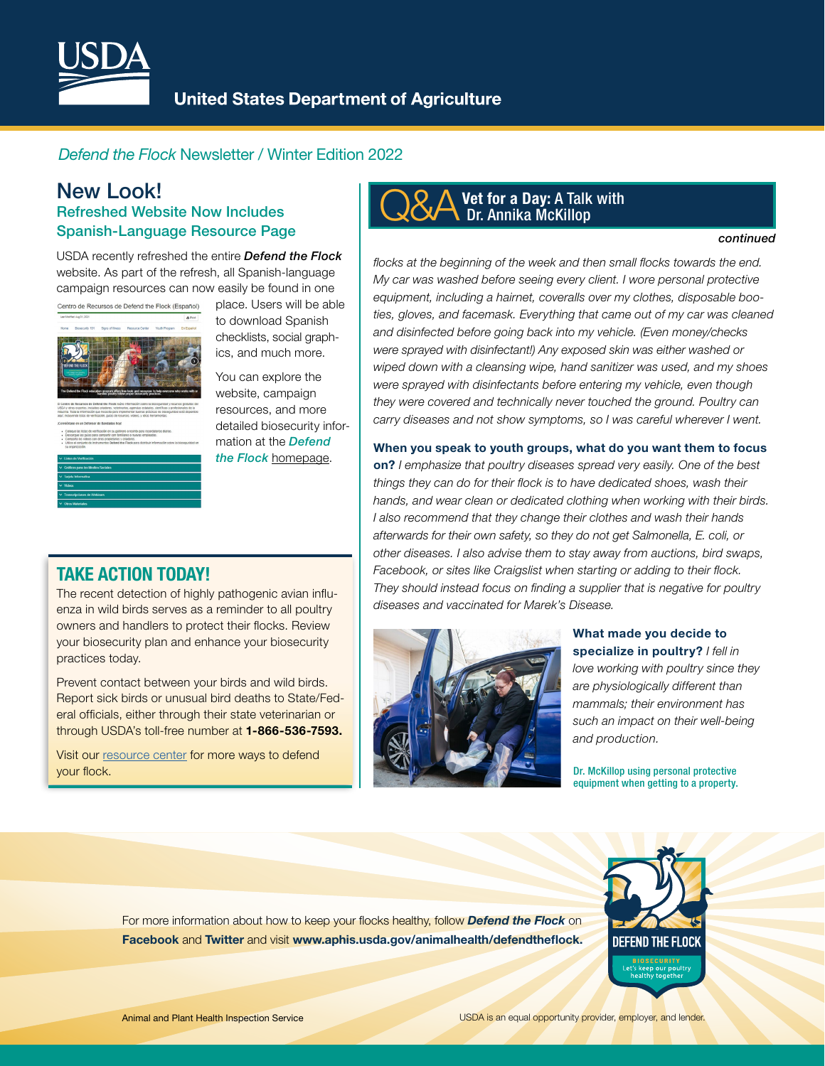*Defend the Flock* Newsletter / Winter Edition 2022

## New Look!

### Refreshed Website Now Includes Spanish-Language Resource Page

USDA recently refreshed the entire ***Defend the Flock*** website. As part of the refresh, all Spanish-language campaign resources can now easily be found in one place. Users will be able to download Spanish checklists, social graphics, and much more.

You can explore the website, campaign resources, and more detailed biosecurity information at the ***Defend the Flock*** homepage.

## TAKE ACTION TODAY!

The recent detection of highly pathogenic avian influenza in wild birds serves as a reminder to all poultry owners and handlers to protect their flocks. Review your biosecurity plan and enhance your biosecurity practices today.

Prevent contact between your birds and wild birds. Report sick birds or unusual bird deaths to State/Federal officials, either through their state veterinarian or through USDA's toll-free number at **1-866-536-7593.**

Visit our resource center for more ways to defend your flock.

## Q&A Vet for a Day: A Talk with Dr. Annika McKillop

***continued***

*flocks at the beginning of the week and then small flocks towards the end. My car was washed before seeing every client. I wore personal protective equipment, including a hairnet, coveralls over my clothes, disposable booties, gloves, and facemask. Everything that came out of my car was cleaned and disinfected before going back into my vehicle. (Even money/checks were sprayed with disinfectant!) Any exposed skin was either washed or wiped down with a cleansing wipe, hand sanitizer was used, and my shoes were sprayed with disinfectants before entering my vehicle, even though they were covered and technically never touched the ground. Poultry can carry diseases and not show symptoms, so I was careful wherever I went.*

**When you speak to youth groups, what do you want them to focus on?** *I emphasize that poultry diseases spread very easily. One of the best things they can do for their flock is to have dedicated shoes, wash their hands, and wear clean or dedicated clothing when working with their birds. I also recommend that they change their clothes and wash their hands afterwards for their own safety, so they do not get Salmonella, E. coli, or other diseases. I also advise them to stay away from auctions, bird swaps, Facebook, or sites like Craigslist when starting or adding to their flock. They should instead focus on finding a supplier that is negative for poultry diseases and vaccinated for Marek's Disease.*

**What made you decide to specialize in poultry?** *I fell in love working with poultry since they are physiologically different than mammals; their environment has such an impact on their well-being and production.*

Dr. McKillop using personal protective equipment when getting to a property.

For more information about how to keep your flocks healthy, follow ***Defend the Flock*** on **Facebook** and **Twitter** and visit **www.aphis.usda.gov/animalhealth/defendtheflock.**

DEFEND THE FLOCK
BIOSECURITY
Let's keep our poultry healthy together

Animal and Plant Health Inspection Service

USDA is an equal opportunity provider, employer, and lender.